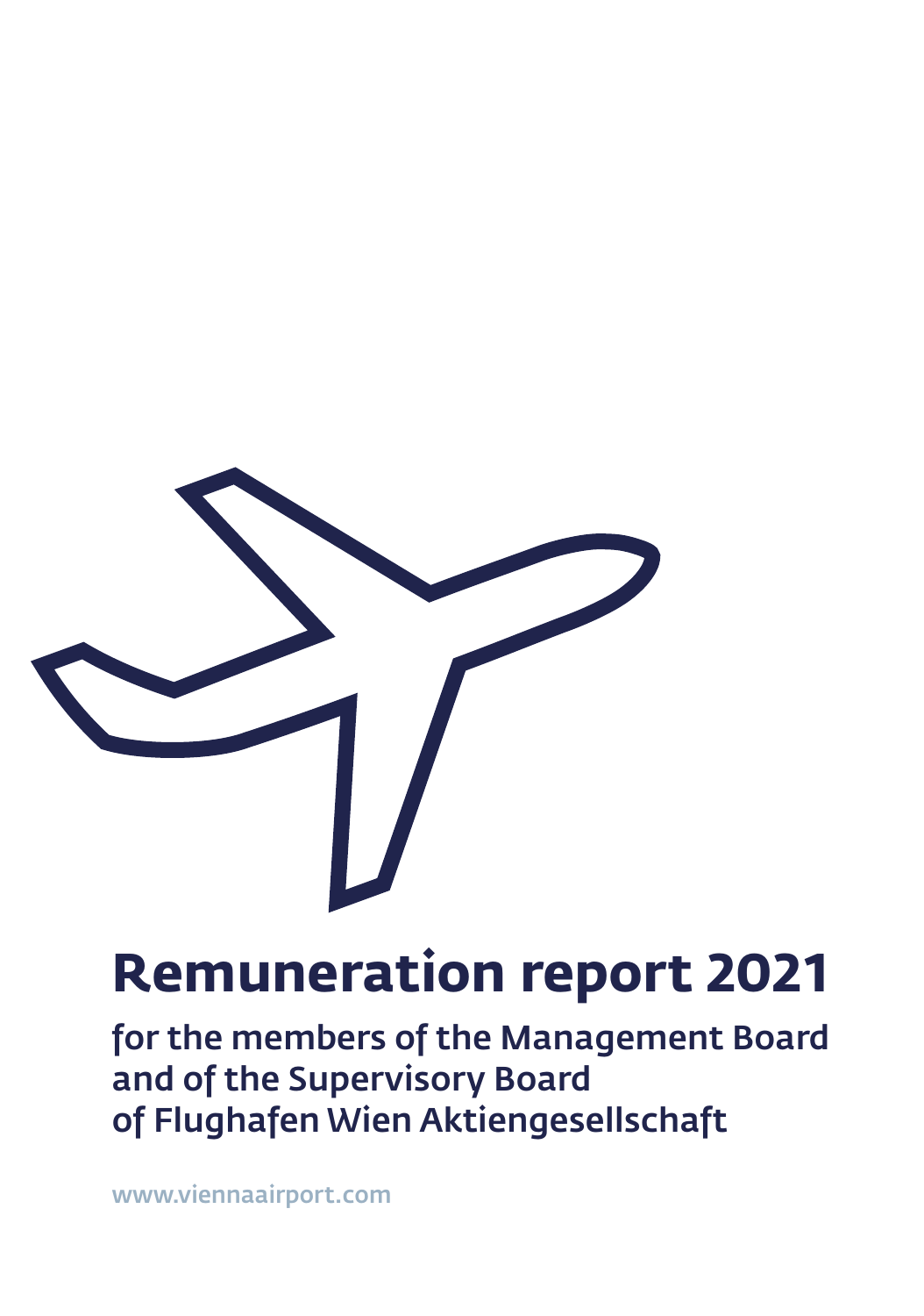# Remuneration report 2021

## for the members of the Management Board and of the Supervisory Board of Flughafen Wien Aktiengesellschaft

www.viennaairport.com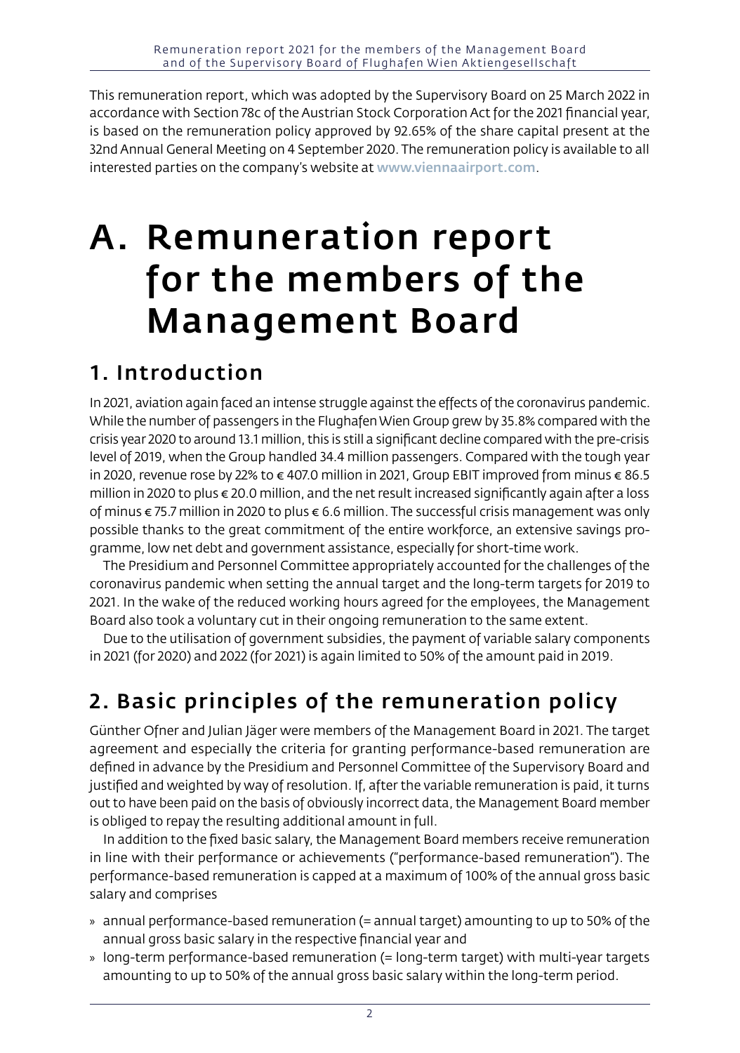This remuneration report, which was adopted by the Supervisory Board on 25 March 2022 in accordance with Section 78c of the Austrian Stock Corporation Act for the 2021 financial year, is based on the remuneration policy approved by 92.65% of the share capital present at the 32nd Annual General Meeting on 4 September 2020. The remuneration policy is available to all interested parties on the company's website at **www.viennaairport.com**.

# A. Remuneration report for the members of the Management Board

## 1. Introduction

In 2021, aviation again faced an intense struggle against the effects of the coronavirus pandemic. While the number of passengers in the Flughafen Wien Group grew by 35.8% compared with the crisis year 2020 to around 13.1 million, this is still a significant decline compared with the pre-crisis level of 2019, when the Group handled 34.4 million passengers. Compared with the tough year in 2020, revenue rose by 22% to € 407.0 million in 2021, Group EBIT improved from minus € 86.5 million in 2020 to plus € 20.0 million, and the net result increased significantly again after a loss of minus € 75.7 million in 2020 to plus € 6.6 million. The successful crisis management was only possible thanks to the great commitment of the entire workforce, an extensive savings programme, low net debt and government assistance, especially for short-time work.

The Presidium and Personnel Committee appropriately accounted for the challenges of the coronavirus pandemic when setting the annual target and the long-term targets for 2019 to 2021. In the wake of the reduced working hours agreed for the employees, the Management Board also took a voluntary cut in their ongoing remuneration to the same extent.

Due to the utilisation of government subsidies, the payment of variable salary components in 2021 (for 2020) and 2022 (for 2021) is again limited to 50% of the amount paid in 2019.

## 2. Basic principles of the remuneration policy

Günther Ofner and Julian Jäger were members of the Management Board in 2021. The target agreement and especially the criteria for granting performance-based remuneration are defined in advance by the Presidium and Personnel Committee of the Supervisory Board and justified and weighted by way of resolution. If, after the variable remuneration is paid, it turns out to have been paid on the basis of obviously incorrect data, the Management Board member is obliged to repay the resulting additional amount in full.

In addition to the fixed basic salary, the Management Board members receive remuneration in line with their performance or achievements ("performance-based remuneration"). The performance-based remuneration is capped at a maximum of 100% of the annual gross basic salary and comprises

- annual performance-based remuneration (= annual target) amounting to up to 50% of the annual gross basic salary in the respective financial year and
- long-term performance-based remuneration (= long-term target) with multi-year targets amounting to up to 50% of the annual gross basic salary within the long-term period.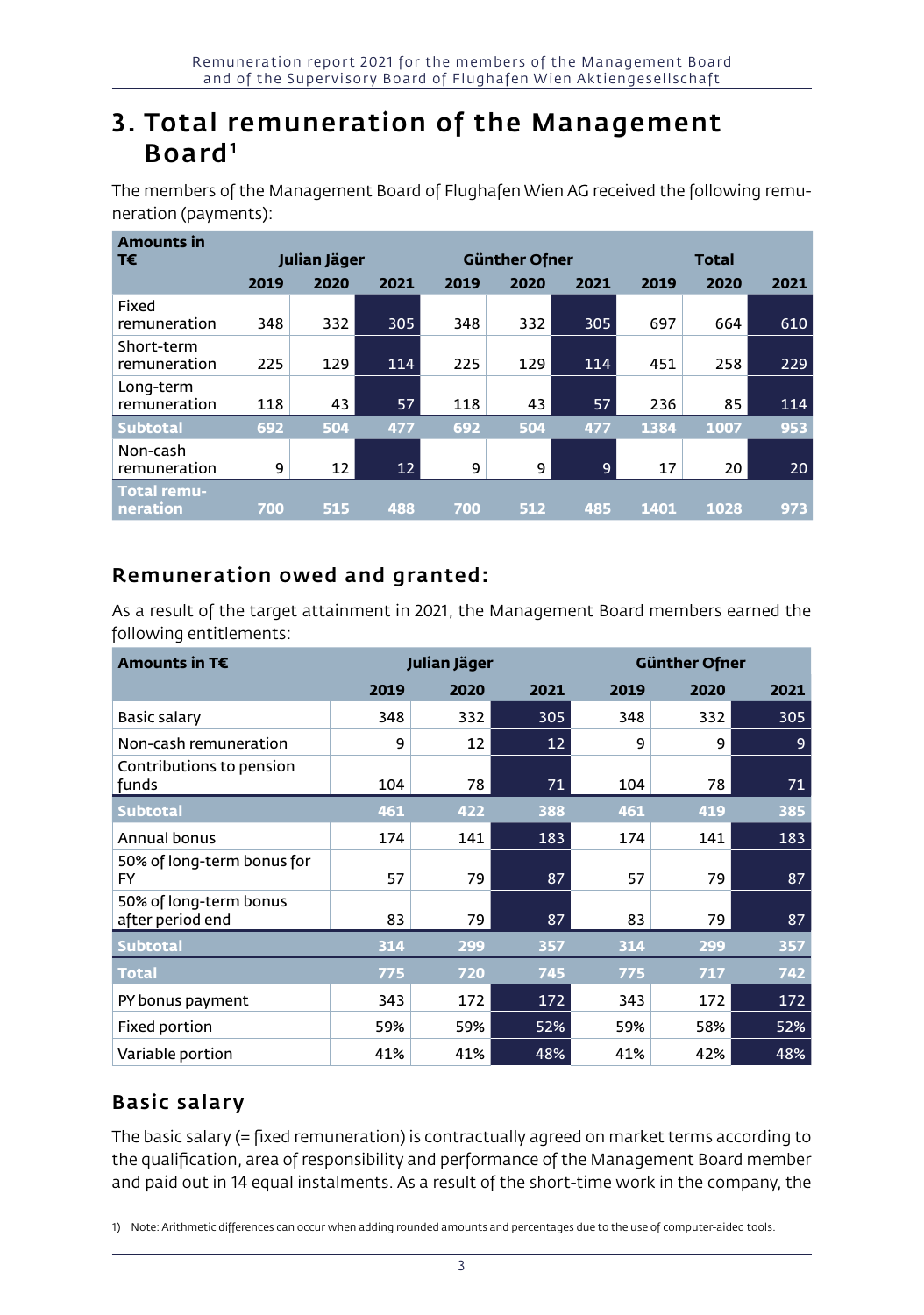# 3. Total remuneration of the Management Board[1]

The members of the Management Board of Flughafen Wien AG received the following remuneration (payments):

| Amounts in T€ | Julian Jäger | | | Günther Ofner | | | Total | | |
|---|---|---|---|---|---|---|---|---|---|
| | 2019 | 2020 | 2021 | 2019 | 2020 | 2021 | 2019 | 2020 | 2021 |
| Fixed remuneration | 348 | 332 | 305 | 348 | 332 | 305 | 697 | 664 | 610 |
| Short-term remuneration | 225 | 129 | 114 | 225 | 129 | 114 | 451 | 258 | 229 |
| Long-term remuneration | 118 | 43 | 57 | 118 | 43 | 57 | 236 | 85 | 114 |
| **Subtotal** | **692** | **504** | **477** | **692** | **504** | **477** | **1384** | **1007** | **953** |
| Non-cash remuneration | 9 | 12 | 12 | 9 | 9 | 9 | 17 | 20 | 20 |
| **Total remuneration** | **700** | **515** | **488** | **700** | **512** | **485** | **1401** | **1028** | **973** |

## Remuneration owed and granted:

As a result of the target attainment in 2021, the Management Board members earned the following entitlements:

| Amounts in T€ | Julian Jäger | | | Günther Ofner | | |
|---|---|---|---|---|---|---|
| | 2019 | 2020 | 2021 | 2019 | 2020 | 2021 |
| Basic salary | 348 | 332 | 305 | 348 | 332 | 305 |
| Non-cash remuneration | 9 | 12 | 12 | 9 | 9 | 9 |
| Contributions to pension funds | 104 | 78 | 71 | 104 | 78 | 71 |
| **Subtotal** | **461** | **422** | **388** | **461** | **419** | **385** |
| Annual bonus | 174 | 141 | 183 | 174 | 141 | 183 |
| 50% of long-term bonus for FY | 57 | 79 | 87 | 57 | 79 | 87 |
| 50% of long-term bonus after period end | 83 | 79 | 87 | 83 | 79 | 87 |
| **Subtotal** | **314** | **299** | **357** | **314** | **299** | **357** |
| **Total** | **775** | **720** | **745** | **775** | **717** | **742** |
| PY bonus payment | 343 | 172 | 172 | 343 | 172 | 172 |
| Fixed portion | 59% | 59% | 52% | 59% | 58% | 52% |
| Variable portion | 41% | 41% | 48% | 41% | 42% | 48% |

## Basic salary

The basic salary (= fixed remuneration) is contractually agreed on market terms according to the qualification, area of responsibility and performance of the Management Board member and paid out in 14 equal instalments. As a result of the short-time work in the company, the

1) Note: Arithmetic differences can occur when adding rounded amounts and percentages due to the use of computer-aided tools.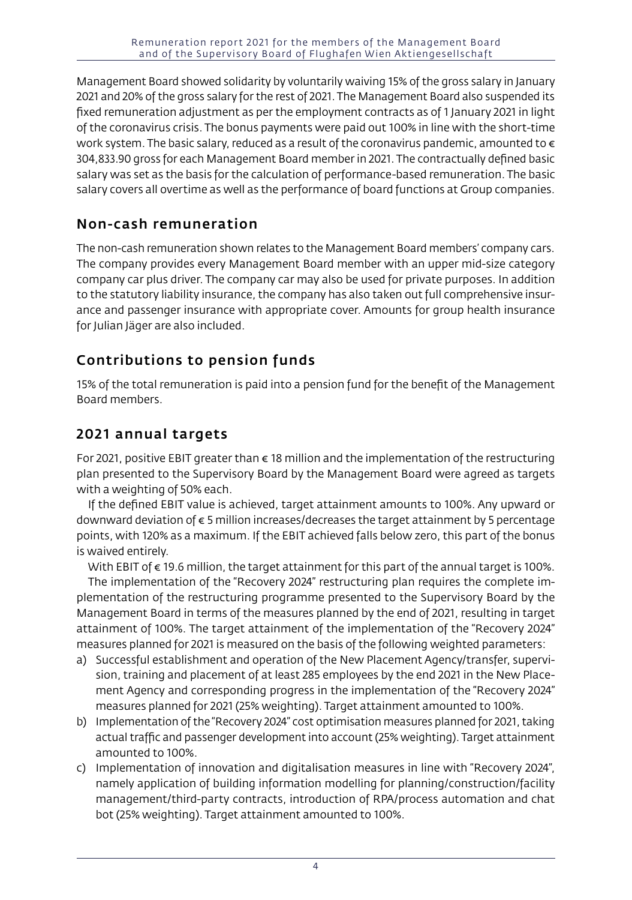Management Board showed solidarity by voluntarily waiving 15% of the gross salary in January 2021 and 20% of the gross salary for the rest of 2021. The Management Board also suspended its fixed remuneration adjustment as per the employment contracts as of 1 January 2021 in light of the coronavirus crisis. The bonus payments were paid out 100% in line with the short-time work system. The basic salary, reduced as a result of the coronavirus pandemic, amounted to € 304,833.90 gross for each Management Board member in 2021. The contractually defined basic salary was set as the basis for the calculation of performance-based remuneration. The basic salary covers all overtime as well as the performance of board functions at Group companies.

## Non-cash remuneration

The non-cash remuneration shown relates to the Management Board members' company cars. The company provides every Management Board member with an upper mid-size category company car plus driver. The company car may also be used for private purposes. In addition to the statutory liability insurance, the company has also taken out full comprehensive insurance and passenger insurance with appropriate cover. Amounts for group health insurance for Julian Jäger are also included.

## Contributions to pension funds

15% of the total remuneration is paid into a pension fund for the benefit of the Management Board members.

## 2021 annual targets

For 2021, positive EBIT greater than € 18 million and the implementation of the restructuring plan presented to the Supervisory Board by the Management Board were agreed as targets with a weighting of 50% each.

If the defined EBIT value is achieved, target attainment amounts to 100%. Any upward or downward deviation of € 5 million increases/decreases the target attainment by 5 percentage points, with 120% as a maximum. If the EBIT achieved falls below zero, this part of the bonus is waived entirely.

With EBIT of € 19.6 million, the target attainment for this part of the annual target is 100%.

The implementation of the "Recovery 2024" restructuring plan requires the complete implementation of the restructuring programme presented to the Supervisory Board by the Management Board in terms of the measures planned by the end of 2021, resulting in target attainment of 100%. The target attainment of the implementation of the "Recovery 2024" measures planned for 2021 is measured on the basis of the following weighted parameters:

a) Successful establishment and operation of the New Placement Agency/transfer, supervision, training and placement of at least 285 employees by the end 2021 in the New Placement Agency and corresponding progress in the implementation of the "Recovery 2024" measures planned for 2021 (25% weighting). Target attainment amounted to 100%.
b) Implementation of the "Recovery 2024" cost optimisation measures planned for 2021, taking actual traffic and passenger development into account (25% weighting). Target attainment amounted to 100%.
c) Implementation of innovation and digitalisation measures in line with "Recovery 2024", namely application of building information modelling for planning/construction/facility management/third-party contracts, introduction of RPA/process automation and chat bot (25% weighting). Target attainment amounted to 100%.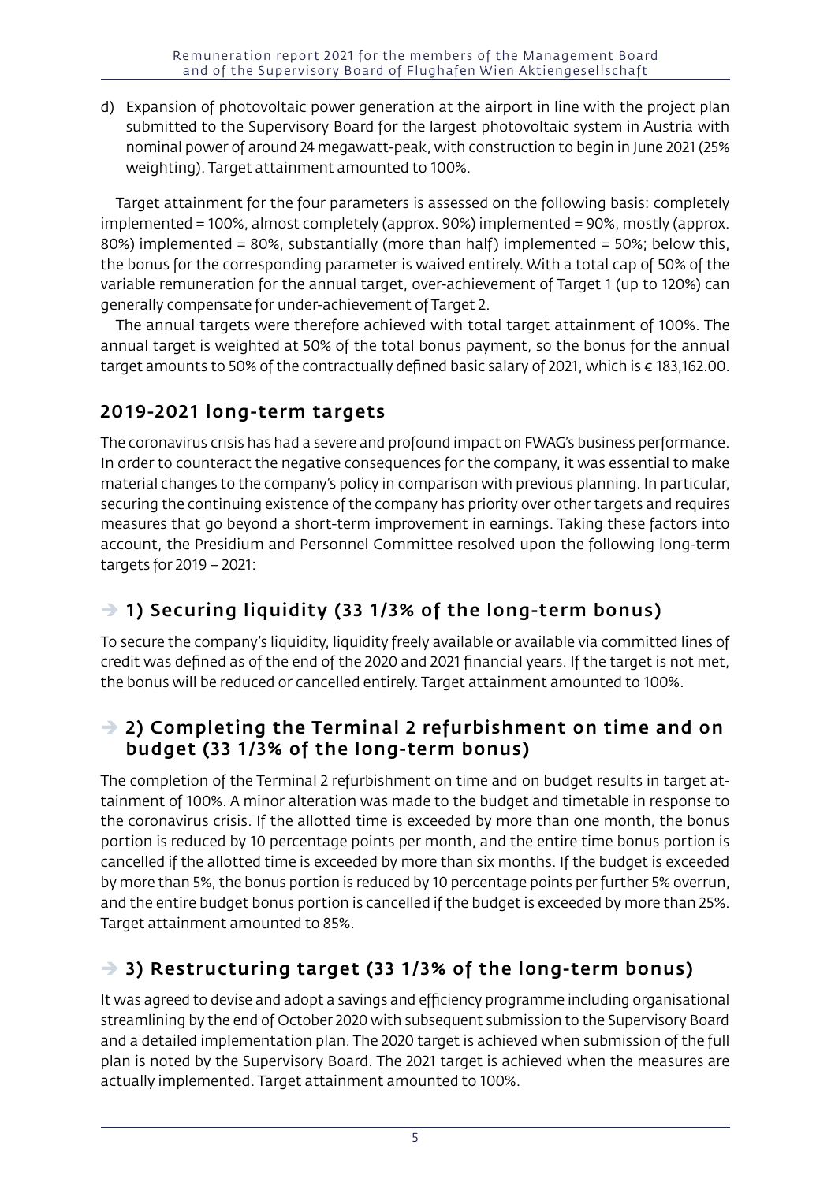d) Expansion of photovoltaic power generation at the airport in line with the project plan submitted to the Supervisory Board for the largest photovoltaic system in Austria with nominal power of around 24 megawatt-peak, with construction to begin in June 2021 (25% weighting). Target attainment amounted to 100%.

Target attainment for the four parameters is assessed on the following basis: completely implemented = 100%, almost completely (approx. 90%) implemented = 90%, mostly (approx. 80%) implemented = 80%, substantially (more than half) implemented = 50%; below this, the bonus for the corresponding parameter is waived entirely. With a total cap of 50% of the variable remuneration for the annual target, over-achievement of Target 1 (up to 120%) can generally compensate for under-achievement of Target 2.

The annual targets were therefore achieved with total target attainment of 100%. The annual target is weighted at 50% of the total bonus payment, so the bonus for the annual target amounts to 50% of the contractually defined basic salary of 2021, which is € 183,162.00.

## 2019-2021 long-term targets

The coronavirus crisis has had a severe and profound impact on FWAG's business performance. In order to counteract the negative consequences for the company, it was essential to make material changes to the company's policy in comparison with previous planning. In particular, securing the continuing existence of the company has priority over other targets and requires measures that go beyond a short-term improvement in earnings. Taking these factors into account, the Presidium and Personnel Committee resolved upon the following long-term targets for 2019 – 2021:

### ➔ 1) Securing liquidity (33 1/3% of the long-term bonus)

To secure the company's liquidity, liquidity freely available or available via committed lines of credit was defined as of the end of the 2020 and 2021 financial years. If the target is not met, the bonus will be reduced or cancelled entirely. Target attainment amounted to 100%.

### ➔ 2) Completing the Terminal 2 refurbishment on time and on budget (33 1/3% of the long-term bonus)

The completion of the Terminal 2 refurbishment on time and on budget results in target attainment of 100%. A minor alteration was made to the budget and timetable in response to the coronavirus crisis. If the allotted time is exceeded by more than one month, the bonus portion is reduced by 10 percentage points per month, and the entire time bonus portion is cancelled if the allotted time is exceeded by more than six months. If the budget is exceeded by more than 5%, the bonus portion is reduced by 10 percentage points per further 5% overrun, and the entire budget bonus portion is cancelled if the budget is exceeded by more than 25%. Target attainment amounted to 85%.

### ➔ 3) Restructuring target (33 1/3% of the long-term bonus)

It was agreed to devise and adopt a savings and efficiency programme including organisational streamlining by the end of October 2020 with subsequent submission to the Supervisory Board and a detailed implementation plan. The 2020 target is achieved when submission of the full plan is noted by the Supervisory Board. The 2021 target is achieved when the measures are actually implemented. Target attainment amounted to 100%.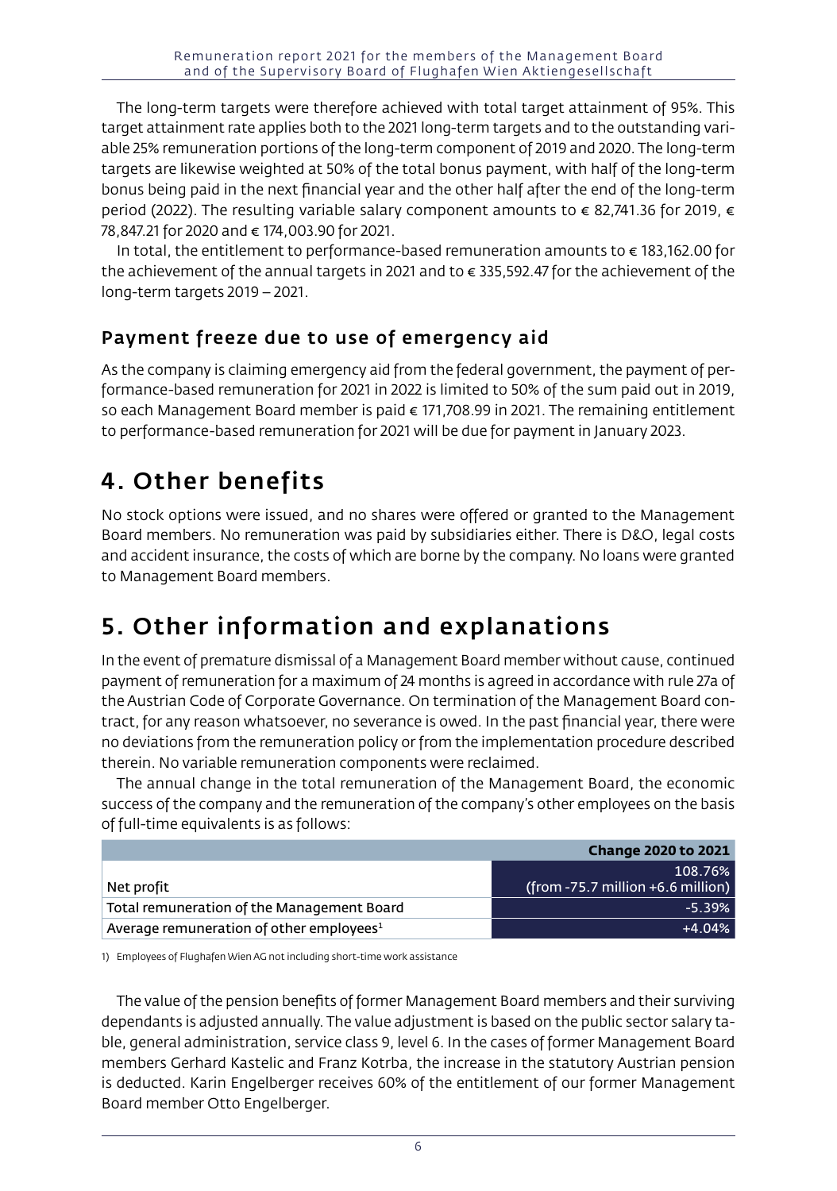The long-term targets were therefore achieved with total target attainment of 95%. This target attainment rate applies both to the 2021 long-term targets and to the outstanding variable 25% remuneration portions of the long-term component of 2019 and 2020. The long-term targets are likewise weighted at 50% of the total bonus payment, with half of the long-term bonus being paid in the next financial year and the other half after the end of the long-term period (2022). The resulting variable salary component amounts to € 82,741.36 for 2019, € 78,847.21 for 2020 and € 174,003.90 for 2021.

In total, the entitlement to performance-based remuneration amounts to € 183,162.00 for the achievement of the annual targets in 2021 and to € 335,592.47 for the achievement of the long-term targets 2019 – 2021.

### Payment freeze due to use of emergency aid

As the company is claiming emergency aid from the federal government, the payment of performance-based remuneration for 2021 in 2022 is limited to 50% of the sum paid out in 2019, so each Management Board member is paid € 171,708.99 in 2021. The remaining entitlement to performance-based remuneration for 2021 will be due for payment in January 2023.

## 4. Other benefits

No stock options were issued, and no shares were offered or granted to the Management Board members. No remuneration was paid by subsidiaries either. There is D&O, legal costs and accident insurance, the costs of which are borne by the company. No loans were granted to Management Board members.

## 5. Other information and explanations

In the event of premature dismissal of a Management Board member without cause, continued payment of remuneration for a maximum of 24 months is agreed in accordance with rule 27a of the Austrian Code of Corporate Governance. On termination of the Management Board contract, for any reason whatsoever, no severance is owed. In the past financial year, there were no deviations from the remuneration policy or from the implementation procedure described therein. No variable remuneration components were reclaimed.

The annual change in the total remuneration of the Management Board, the economic success of the company and the remuneration of the company's other employees on the basis of full-time equivalents is as follows:

| | Change 2020 to 2021 |
|---|---|
| Net profit | 108.76% (from -75.7 million +6.6 million) |
| Total remuneration of the Management Board | -5.39% |
| Average remuneration of other employees[1] | +4.04% |

1) Employees of Flughafen Wien AG not including short-time work assistance

The value of the pension benefits of former Management Board members and their surviving dependants is adjusted annually. The value adjustment is based on the public sector salary table, general administration, service class 9, level 6. In the cases of former Management Board members Gerhard Kastelic and Franz Kotrba, the increase in the statutory Austrian pension is deducted. Karin Engelberger receives 60% of the entitlement of our former Management Board member Otto Engelberger.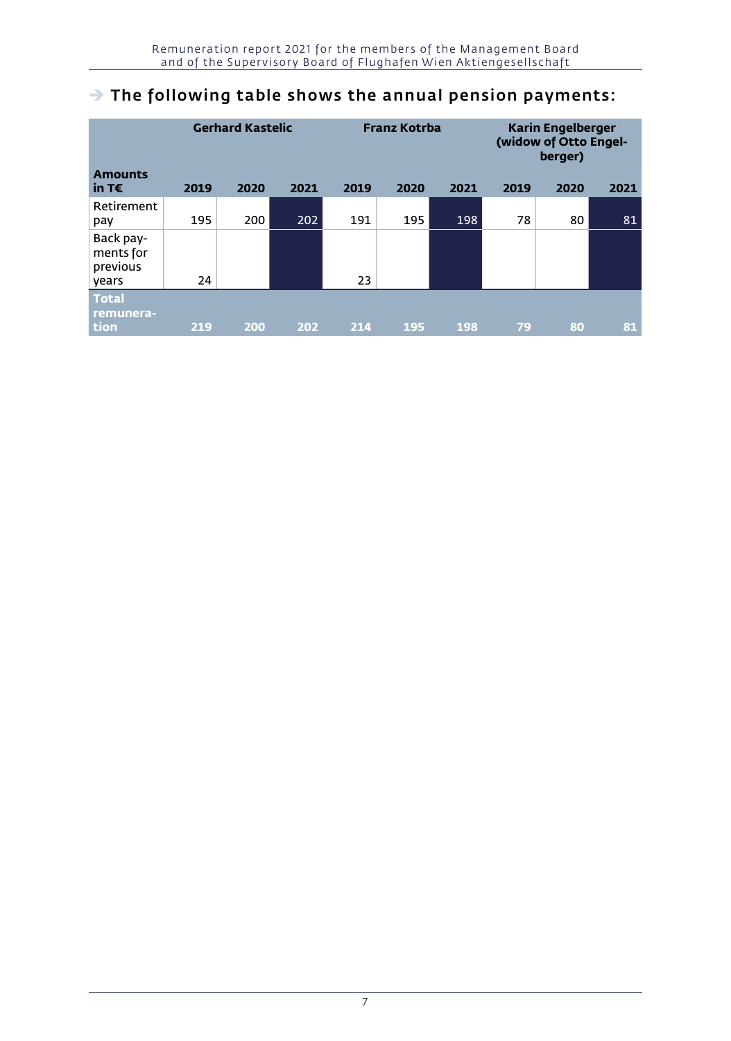## ➔ The following table shows the annual pension payments:

| Amounts in T€ | Gerhard Kastelic | | | Franz Kotrba | | | Karin Engelberger (widow of Otto Engelberger) | | |
|---|---|---|---|---|---|---|---|---|---|
| | 2019 | 2020 | 2021 | 2019 | 2020 | 2021 | 2019 | 2020 | 2021 |
| Retirement pay | 195 | 200 | 202 | 191 | 195 | 198 | 78 | 80 | 81 |
| Back payments for previous years | 24 | | | 23 | | | | | |
| **Total remuneration** | **219** | **200** | **202** | **214** | **195** | **198** | **79** | **80** | **81** |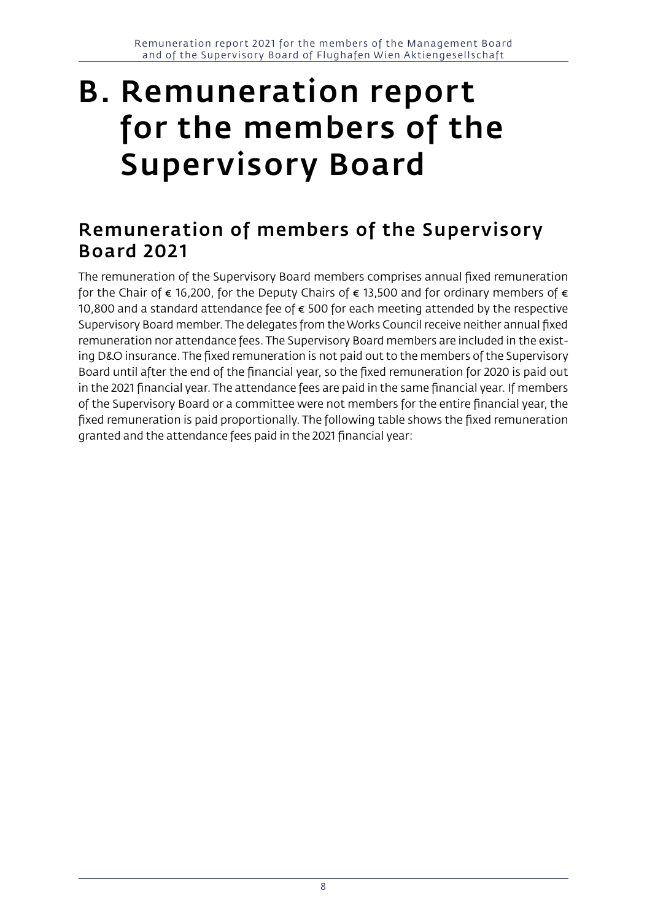# B. Remuneration report for the members of the Supervisory Board

## Remuneration of members of the Supervisory Board 2021

The remuneration of the Supervisory Board members comprises annual fixed remuneration for the Chair of € 16,200, for the Deputy Chairs of € 13,500 and for ordinary members of € 10,800 and a standard attendance fee of € 500 for each meeting attended by the respective Supervisory Board member. The delegates from the Works Council receive neither annual fixed remuneration nor attendance fees. The Supervisory Board members are included in the existing D&O insurance. The fixed remuneration is not paid out to the members of the Supervisory Board until after the end of the financial year, so the fixed remuneration for 2020 is paid out in the 2021 financial year. The attendance fees are paid in the same financial year. If members of the Supervisory Board or a committee were not members for the entire financial year, the fixed remuneration is paid proportionally. The following table shows the fixed remuneration granted and the attendance fees paid in the 2021 financial year: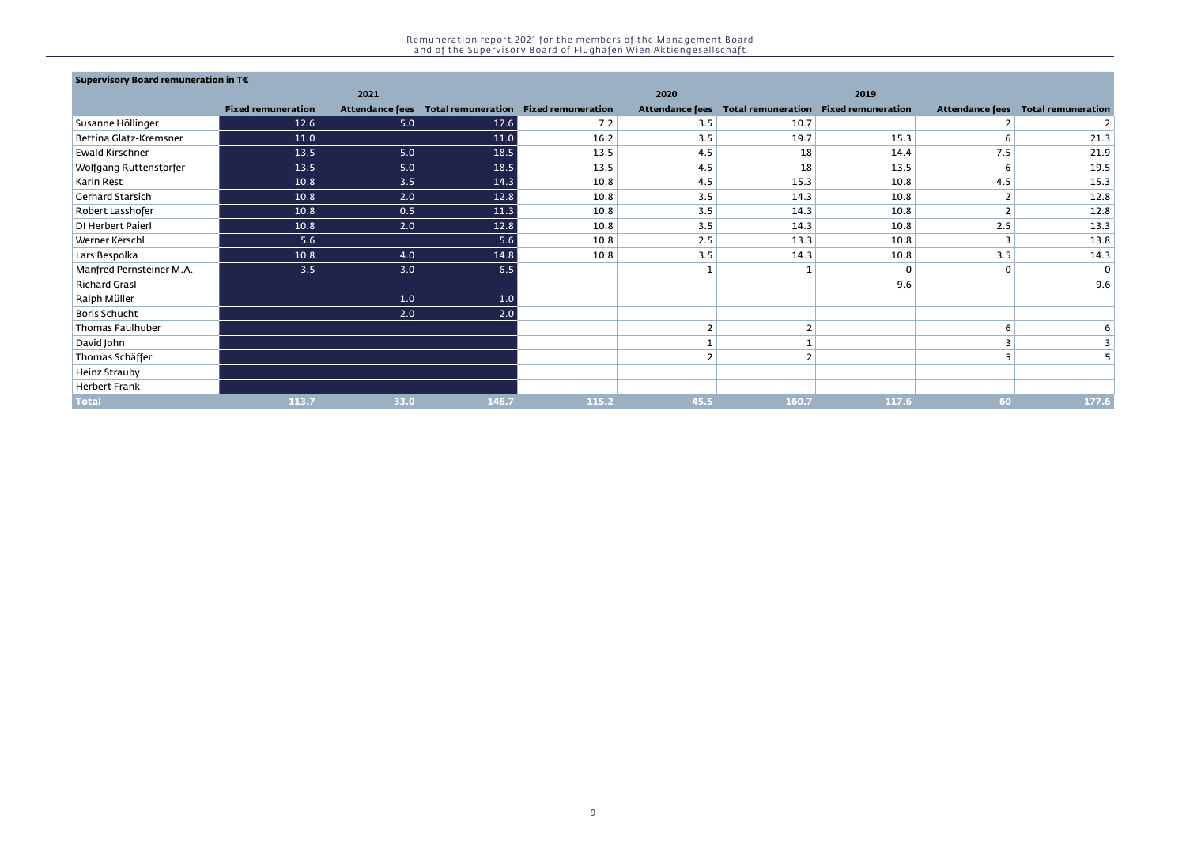| Supervisory Board remuneration in T€ | | | | | | | | | |
|---|---|---|---|---|---|---|---|---|---|
| | 2021 | | | 2020 | | | 2019 | | |
| | Fixed remuneration | Attendance fees | Total remuneration | Fixed remuneration | Attendance fees | Total remuneration | Fixed remuneration | Attendance fees | Total remuneration |
| Susanne Höllinger | 12.6 | 5.0 | 17.6 | 7.2 | 3.5 | 10.7 | | 2 | 2 |
| Bettina Glatz-Kremsner | 11.0 | | 11.0 | 16.2 | 3.5 | 19.7 | 15.3 | 6 | 21.3 |
| Ewald Kirschner | 13.5 | 5.0 | 18.5 | 13.5 | 4.5 | 18 | 14.4 | 7.5 | 21.9 |
| Wolfgang Ruttenstorfer | 13.5 | 5.0 | 18.5 | 13.5 | 4.5 | 18 | 13.5 | 6 | 19.5 |
| Karin Rest | 10.8 | 3.5 | 14.3 | 10.8 | 4.5 | 15.3 | 10.8 | 4.5 | 15.3 |
| Gerhard Starsich | 10.8 | 2.0 | 12.8 | 10.8 | 3.5 | 14.3 | 10.8 | 2 | 12.8 |
| Robert Lasshofer | 10.8 | 0.5 | 11.3 | 10.8 | 3.5 | 14.3 | 10.8 | 2 | 12.8 |
| DI Herbert Paierl | 10.8 | 2.0 | 12.8 | 10.8 | 3.5 | 14.3 | 10.8 | 2.5 | 13.3 |
| Werner Kerschl | 5.6 | | 5.6 | 10.8 | 2.5 | 13.3 | 10.8 | 3 | 13.8 |
| Lars Bespolka | 10.8 | 4.0 | 14.8 | 10.8 | 3.5 | 14.3 | 10.8 | 3.5 | 14.3 |
| Manfred Pernsteiner M.A. | 3.5 | 3.0 | 6.5 | | 1 | 1 | 0 | 0 | 0 |
| Richard Grasl | | | | | | | 9.6 | | 9.6 |
| Ralph Müller | | 1.0 | 1.0 | | | | | | |
| Boris Schucht | | 2.0 | 2.0 | | | | | | |
| Thomas Faulhuber | | | | | 2 | 2 | | 6 | 6 |
| David John | | | | | 1 | 1 | | 3 | 3 |
| Thomas Schäffer | | | | | 2 | 2 | | 5 | 5 |
| Heinz Strauby | | | | | | | | | |
| Herbert Frank | | | | | | | | | |
| **Total** | **113.7** | **33.0** | **146.7** | **115.2** | **45.5** | **160.7** | **117.6** | **60** | **177.6** |